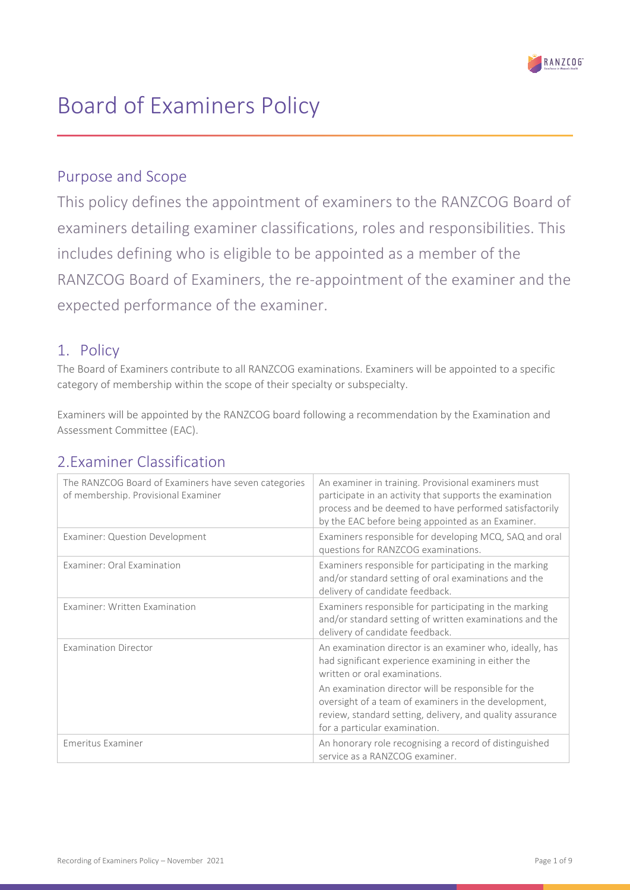# Board of Examiners Policy

## Purpose and Scope

This policy defines the appointment of examiners to the RANZCOG Board of examiners detailing examiner classifications, roles and responsibilities. This includes defining who is eligible to be appointed as a member of the RANZCOG Board of Examiners, the re-appointment of the examiner and the expected performance of the examiner.

## 1. Policy

The Board of Examiners contribute to all RANZCOG examinations. Examiners will be appointed to a specific category of membership within the scope of their specialty or subspecialty.

Examiners will be appointed by the RANZCOG board following a recommendation by the Examination and Assessment Committee (EAC).

## 2.Examiner Classification

| The RANZCOG Board of Examiners have seven categories of membership. Provisional Examiner | An examiner in training. Provisional examiners must participate in an activity that supports the examination process and be deemed to have performed satisfactorily by the EAC before being appointed as an Examiner. |
|---|---|
| Examiner: Question Development | Examiners responsible for developing MCQ, SAQ and oral questions for RANZCOG examinations. |
| Examiner: Oral Examination | Examiners responsible for participating in the marking and/or standard setting of oral examinations and the delivery of candidate feedback. |
| Examiner: Written Examination | Examiners responsible for participating in the marking and/or standard setting of written examinations and the delivery of candidate feedback. |
| Examination Director | An examination director is an examiner who, ideally, has had significant experience examining in either the written or oral examinations.<br>An examination director will be responsible for the oversight of a team of examiners in the development, review, standard setting, delivery, and quality assurance for a particular examination. |
| Emeritus Examiner | An honorary role recognising a record of distinguished service as a RANZCOG examiner. |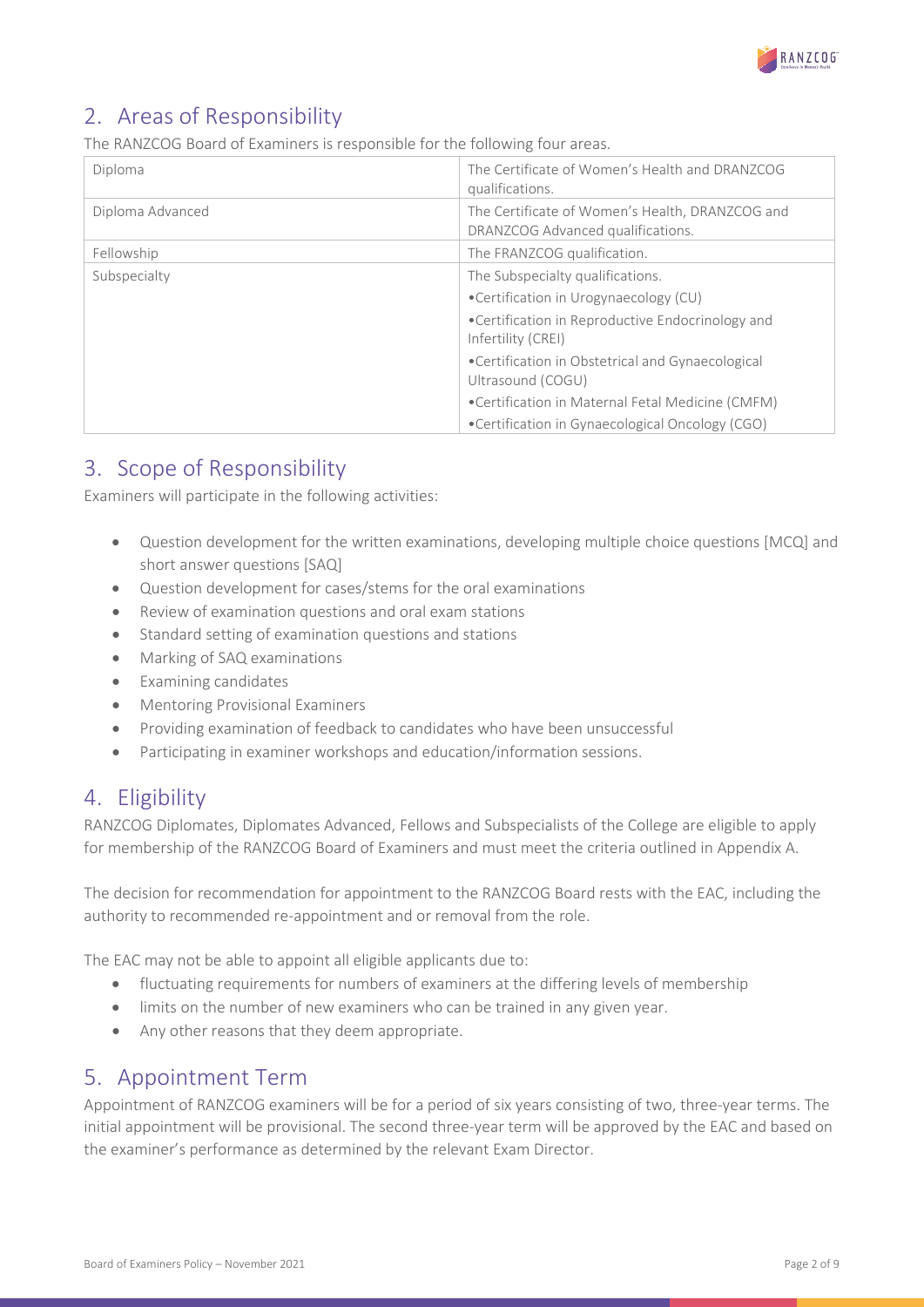## 2. Areas of Responsibility

The RANZCOG Board of Examiners is responsible for the following four areas.

| | |
|---|---|
| Diploma | The Certificate of Women's Health and DRANZCOG qualifications. |
| Diploma Advanced | The Certificate of Women's Health, DRANZCOG and DRANZCOG Advanced qualifications. |
| Fellowship | The FRANZCOG qualification. |
| Subspecialty | The Subspecialty qualifications.<br>•Certification in Urogynaecology (CU)<br>•Certification in Reproductive Endocrinology and Infertility (CREI)<br>•Certification in Obstetrical and Gynaecological Ultrasound (COGU)<br>•Certification in Maternal Fetal Medicine (CMFM)<br>•Certification in Gynaecological Oncology (CGO) |

## 3. Scope of Responsibility

Examiners will participate in the following activities:

- Question development for the written examinations, developing multiple choice questions [MCQ] and short answer questions [SAQ]
- Question development for cases/stems for the oral examinations
- Review of examination questions and oral exam stations
- Standard setting of examination questions and stations
- Marking of SAQ examinations
- Examining candidates
- Mentoring Provisional Examiners
- Providing examination of feedback to candidates who have been unsuccessful
- Participating in examiner workshops and education/information sessions.

## 4. Eligibility

RANZCOG Diplomates, Diplomates Advanced, Fellows and Subspecialists of the College are eligible to apply for membership of the RANZCOG Board of Examiners and must meet the criteria outlined in Appendix A.

The decision for recommendation for appointment to the RANZCOG Board rests with the EAC, including the authority to recommended re-appointment and or removal from the role.

The EAC may not be able to appoint all eligible applicants due to:

- fluctuating requirements for numbers of examiners at the differing levels of membership
- limits on the number of new examiners who can be trained in any given year.
- Any other reasons that they deem appropriate.

## 5. Appointment Term

Appointment of RANZCOG examiners will be for a period of six years consisting of two, three-year terms. The initial appointment will be provisional. The second three-year term will be approved by the EAC and based on the examiner's performance as determined by the relevant Exam Director.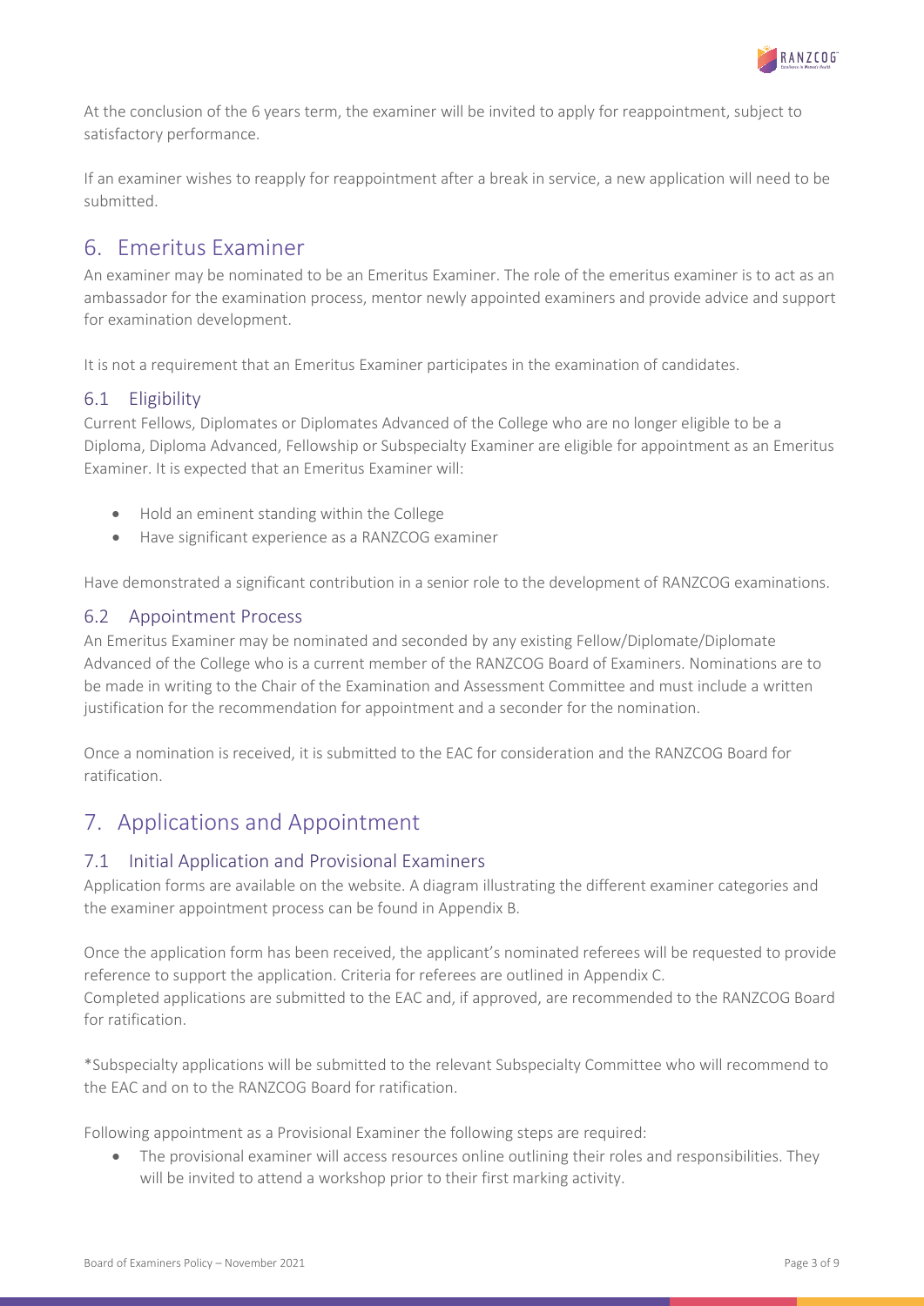At the conclusion of the 6 years term, the examiner will be invited to apply for reappointment, subject to satisfactory performance.

If an examiner wishes to reapply for reappointment after a break in service, a new application will need to be submitted.

# 6. Emeritus Examiner

An examiner may be nominated to be an Emeritus Examiner. The role of the emeritus examiner is to act as an ambassador for the examination process, mentor newly appointed examiners and provide advice and support for examination development.

It is not a requirement that an Emeritus Examiner participates in the examination of candidates.

## 6.1 Eligibility

Current Fellows, Diplomates or Diplomates Advanced of the College who are no longer eligible to be a Diploma, Diploma Advanced, Fellowship or Subspecialty Examiner are eligible for appointment as an Emeritus Examiner. It is expected that an Emeritus Examiner will:

- Hold an eminent standing within the College
- Have significant experience as a RANZCOG examiner

Have demonstrated a significant contribution in a senior role to the development of RANZCOG examinations.

## 6.2 Appointment Process

An Emeritus Examiner may be nominated and seconded by any existing Fellow/Diplomate/Diplomate Advanced of the College who is a current member of the RANZCOG Board of Examiners. Nominations are to be made in writing to the Chair of the Examination and Assessment Committee and must include a written justification for the recommendation for appointment and a seconder for the nomination.

Once a nomination is received, it is submitted to the EAC for consideration and the RANZCOG Board for ratification.

# 7. Applications and Appointment

## 7.1 Initial Application and Provisional Examiners

Application forms are available on the website. A diagram illustrating the different examiner categories and the examiner appointment process can be found in Appendix B.

Once the application form has been received, the applicant's nominated referees will be requested to provide reference to support the application. Criteria for referees are outlined in Appendix C.
Completed applications are submitted to the EAC and, if approved, are recommended to the RANZCOG Board for ratification.

*Subspecialty applications will be submitted to the relevant Subspecialty Committee who will recommend to the EAC and on to the RANZCOG Board for ratification.

Following appointment as a Provisional Examiner the following steps are required:

- The provisional examiner will access resources online outlining their roles and responsibilities. They will be invited to attend a workshop prior to their first marking activity.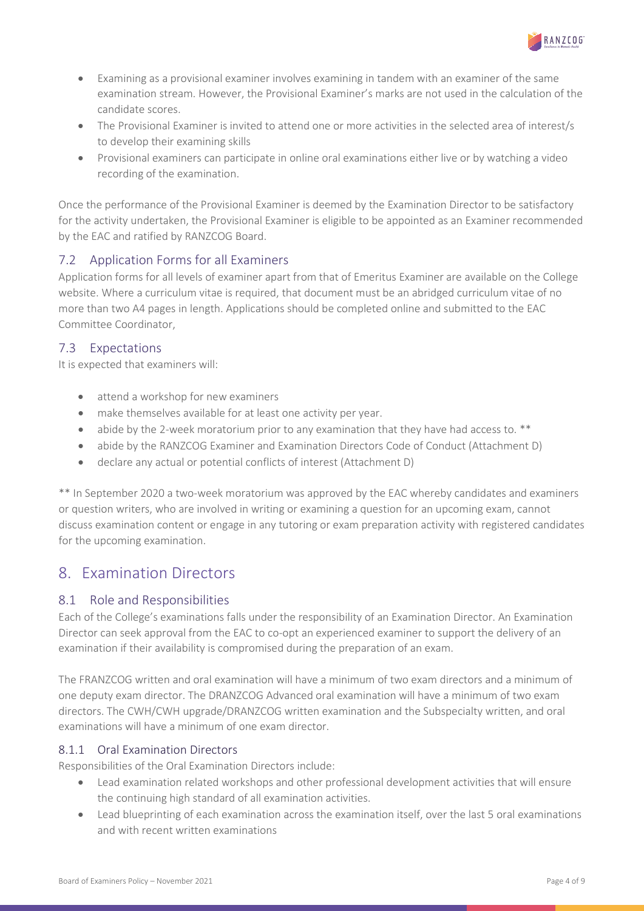- Examining as a provisional examiner involves examining in tandem with an examiner of the same examination stream. However, the Provisional Examiner's marks are not used in the calculation of the candidate scores.
- The Provisional Examiner is invited to attend one or more activities in the selected area of interest/s to develop their examining skills
- Provisional examiners can participate in online oral examinations either live or by watching a video recording of the examination.

Once the performance of the Provisional Examiner is deemed by the Examination Director to be satisfactory for the activity undertaken, the Provisional Examiner is eligible to be appointed as an Examiner recommended by the EAC and ratified by RANZCOG Board.

### 7.2 Application Forms for all Examiners

Application forms for all levels of examiner apart from that of Emeritus Examiner are available on the College website. Where a curriculum vitae is required, that document must be an abridged curriculum vitae of no more than two A4 pages in length. Applications should be completed online and submitted to the EAC Committee Coordinator,

### 7.3 Expectations

It is expected that examiners will:

- attend a workshop for new examiners
- make themselves available for at least one activity per year.
- abide by the 2-week moratorium prior to any examination that they have had access to. **
- abide by the RANZCOG Examiner and Examination Directors Code of Conduct (Attachment D)
- declare any actual or potential conflicts of interest (Attachment D)

** In September 2020 a two-week moratorium was approved by the EAC whereby candidates and examiners or question writers, who are involved in writing or examining a question for an upcoming exam, cannot discuss examination content or engage in any tutoring or exam preparation activity with registered candidates for the upcoming examination.

## 8. Examination Directors

### 8.1 Role and Responsibilities

Each of the College's examinations falls under the responsibility of an Examination Director. An Examination Director can seek approval from the EAC to co-opt an experienced examiner to support the delivery of an examination if their availability is compromised during the preparation of an exam.

The FRANZCOG written and oral examination will have a minimum of two exam directors and a minimum of one deputy exam director. The DRANZCOG Advanced oral examination will have a minimum of two exam directors. The CWH/CWH upgrade/DRANZCOG written examination and the Subspecialty written, and oral examinations will have a minimum of one exam director.

#### 8.1.1 Oral Examination Directors

Responsibilities of the Oral Examination Directors include:

- Lead examination related workshops and other professional development activities that will ensure the continuing high standard of all examination activities.
- Lead blueprinting of each examination across the examination itself, over the last 5 oral examinations and with recent written examinations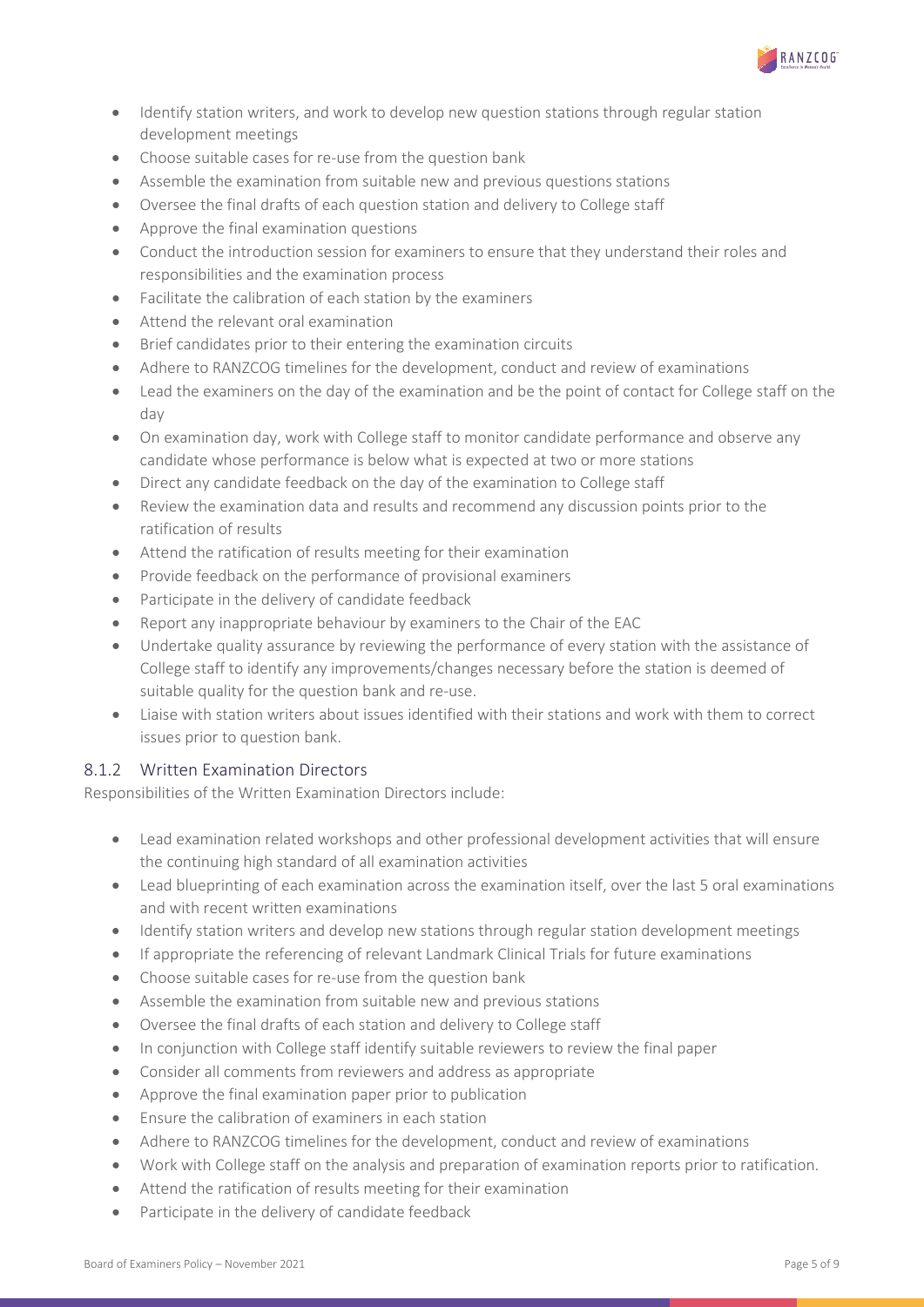- Identify station writers, and work to develop new question stations through regular station development meetings
- Choose suitable cases for re-use from the question bank
- Assemble the examination from suitable new and previous questions stations
- Oversee the final drafts of each question station and delivery to College staff
- Approve the final examination questions
- Conduct the introduction session for examiners to ensure that they understand their roles and responsibilities and the examination process
- Facilitate the calibration of each station by the examiners
- Attend the relevant oral examination
- Brief candidates prior to their entering the examination circuits
- Adhere to RANZCOG timelines for the development, conduct and review of examinations
- Lead the examiners on the day of the examination and be the point of contact for College staff on the day
- On examination day, work with College staff to monitor candidate performance and observe any candidate whose performance is below what is expected at two or more stations
- Direct any candidate feedback on the day of the examination to College staff
- Review the examination data and results and recommend any discussion points prior to the ratification of results
- Attend the ratification of results meeting for their examination
- Provide feedback on the performance of provisional examiners
- Participate in the delivery of candidate feedback
- Report any inappropriate behaviour by examiners to the Chair of the EAC
- Undertake quality assurance by reviewing the performance of every station with the assistance of College staff to identify any improvements/changes necessary before the station is deemed of suitable quality for the question bank and re-use.
- Liaise with station writers about issues identified with their stations and work with them to correct issues prior to question bank.

### 8.1.2 Written Examination Directors

Responsibilities of the Written Examination Directors include:

- Lead examination related workshops and other professional development activities that will ensure the continuing high standard of all examination activities
- Lead blueprinting of each examination across the examination itself, over the last 5 oral examinations and with recent written examinations
- Identify station writers and develop new stations through regular station development meetings
- If appropriate the referencing of relevant Landmark Clinical Trials for future examinations
- Choose suitable cases for re-use from the question bank
- Assemble the examination from suitable new and previous stations
- Oversee the final drafts of each station and delivery to College staff
- In conjunction with College staff identify suitable reviewers to review the final paper
- Consider all comments from reviewers and address as appropriate
- Approve the final examination paper prior to publication
- Ensure the calibration of examiners in each station
- Adhere to RANZCOG timelines for the development, conduct and review of examinations
- Work with College staff on the analysis and preparation of examination reports prior to ratification.
- Attend the ratification of results meeting for their examination
- Participate in the delivery of candidate feedback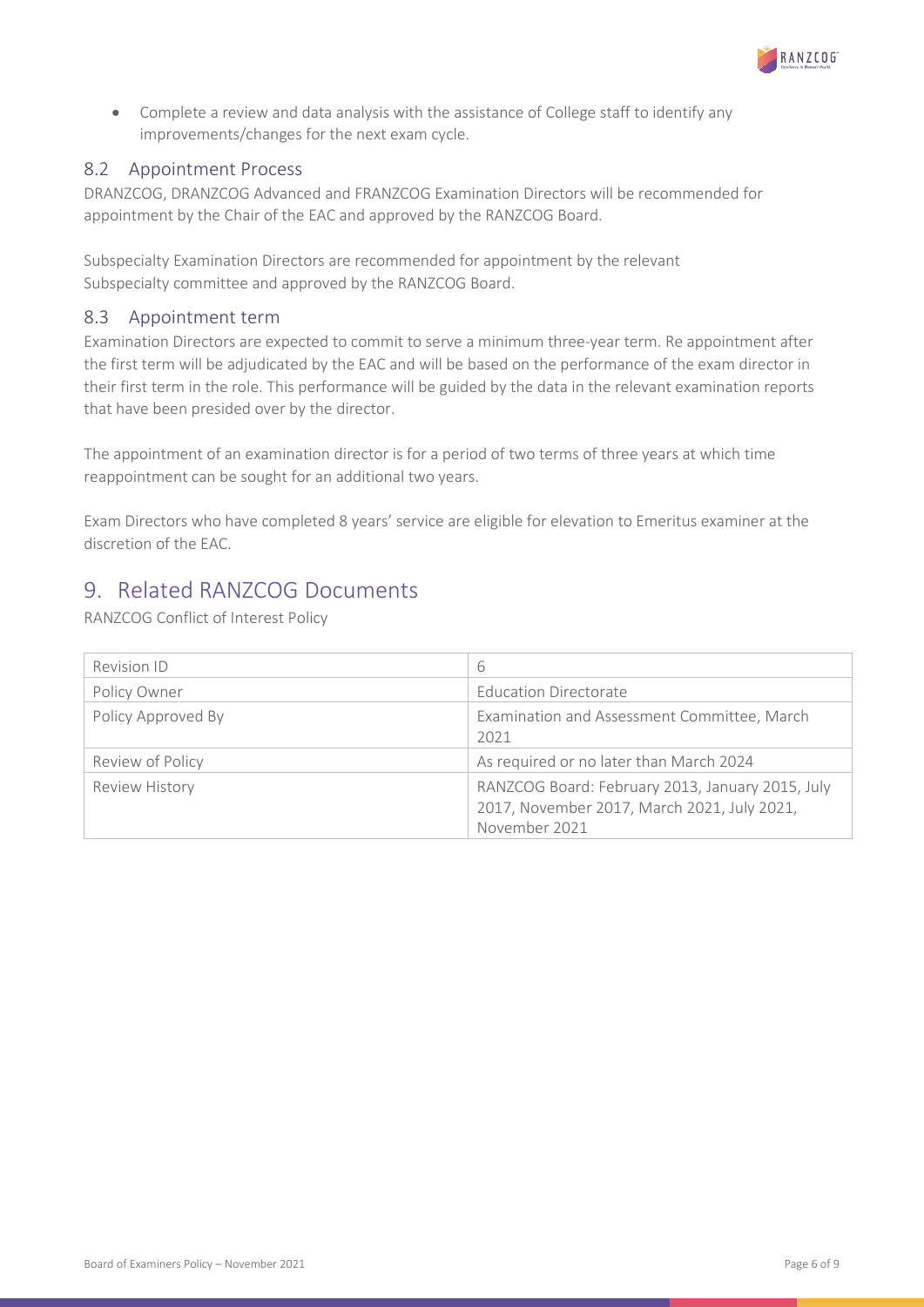- Complete a review and data analysis with the assistance of College staff to identify any improvements/changes for the next exam cycle.

### 8.2 Appointment Process

DRANZCOG, DRANZCOG Advanced and FRANZCOG Examination Directors will be recommended for appointment by the Chair of the EAC and approved by the RANZCOG Board.

Subspecialty Examination Directors are recommended for appointment by the relevant Subspecialty committee and approved by the RANZCOG Board.

### 8.3 Appointment term

Examination Directors are expected to commit to serve a minimum three-year term. Re appointment after the first term will be adjudicated by the EAC and will be based on the performance of the exam director in their first term in the role. This performance will be guided by the data in the relevant examination reports that have been presided over by the director.

The appointment of an examination director is for a period of two terms of three years at which time reappointment can be sought for an additional two years.

Exam Directors who have completed 8 years' service are eligible for elevation to Emeritus examiner at the discretion of the EAC.

## 9. Related RANZCOG Documents

RANZCOG Conflict of Interest Policy

| Revision ID | 6 |
|---|---|
| Policy Owner | Education Directorate |
| Policy Approved By | Examination and Assessment Committee, March 2021 |
| Review of Policy | As required or no later than March 2024 |
| Review History | RANZCOG Board: February 2013, January 2015, July 2017, November 2017, March 2021, July 2021, November 2021 |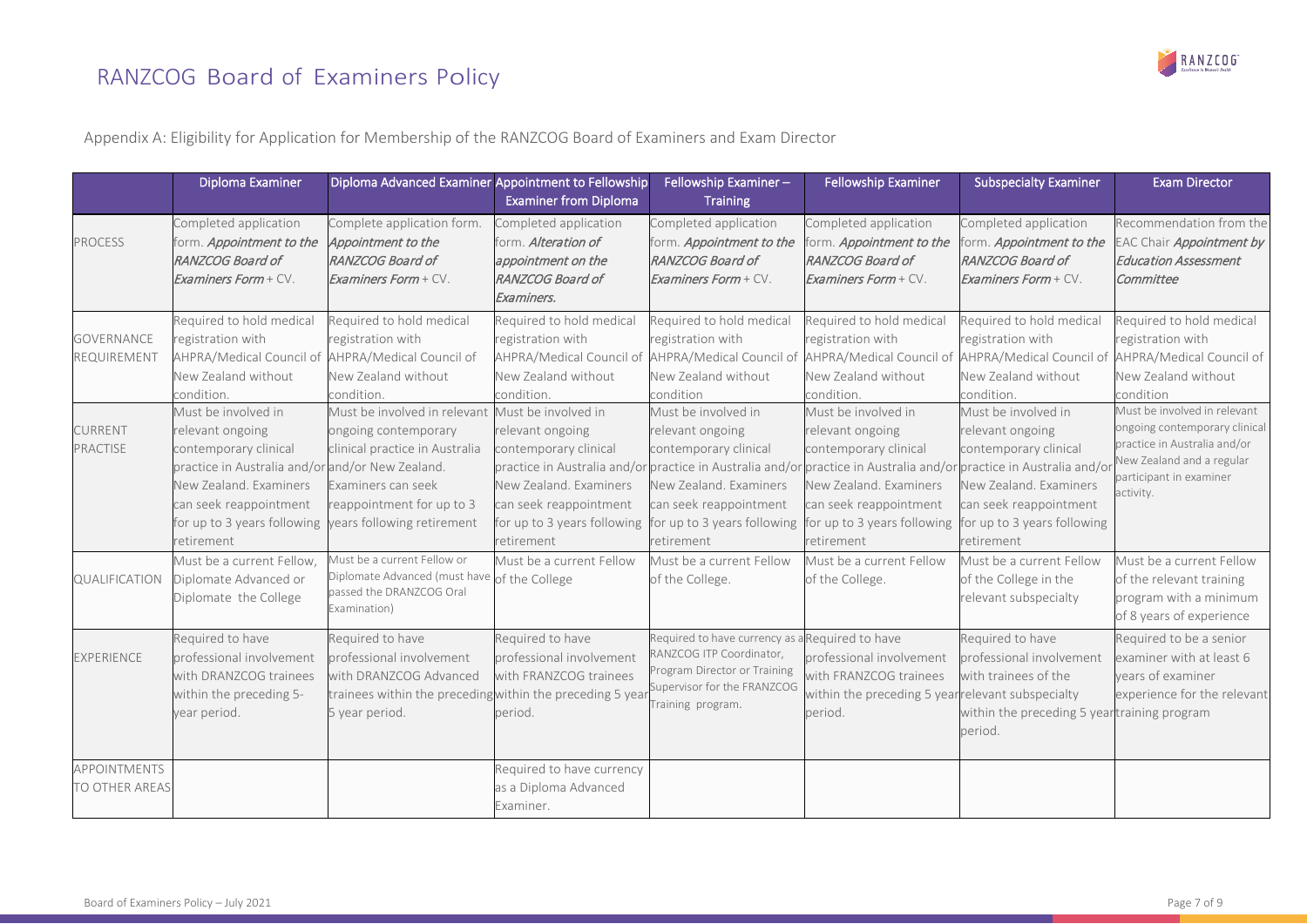# RANZCOG Board of Examiners Policy

Appendix A: Eligibility for Application for Membership of the RANZCOG Board of Examiners and Exam Director

| | Diploma Examiner | Diploma Advanced Examiner | Appointment to Fellowship Examiner from Diploma | Fellowship Examiner – Training | Fellowship Examiner | Subspecialty Examiner | Exam Director |
|---|---|---|---|---|---|---|---|
| PROCESS | Completed application form. *Appointment to the RANZCOG Board of Examiners Form* + CV. | Complete application form. *Appointment to the RANZCOG Board of Examiners Form* + CV. | Completed application form. *Alteration of appointment on the RANZCOG Board of Examiners.* | Completed application form. *Appointment to the RANZCOG Board of Examiners Form* + CV. | Completed application form. *Appointment to the RANZCOG Board of Examiners Form* + CV. | Completed application form. *Appointment to the RANZCOG Board of Examiners Form* + CV. | Recommendation from the EAC Chair *Appointment by Education Assessment Committee* |
| GOVERNANCE REQUIREMENT | Required to hold medical registration with AHPRA/Medical Council of New Zealand without condition. | Required to hold medical registration with AHPRA/Medical Council of New Zealand without condition. | Required to hold medical registration with AHPRA/Medical Council of New Zealand without condition. | Required to hold medical registration with AHPRA/Medical Council of New Zealand without condition | Required to hold medical registration with AHPRA/Medical Council of New Zealand without condition. | Required to hold medical registration with AHPRA/Medical Council of New Zealand without condition. | Required to hold medical registration with AHPRA/Medical Council of New Zealand without condition |
| CURRENT PRACTISE | Must be involved in relevant ongoing contemporary clinical practice in Australia and/or New Zealand. Examiners can seek reappointment for up to 3 years following retirement | Must be involved in relevant ongoing contemporary clinical practice in Australia and/or New Zealand. Examiners can seek reappointment for up to 3 years following retirement | Must be involved in relevant ongoing contemporary clinical practice in Australia and/or New Zealand. Examiners can seek reappointment for up to 3 years following retirement | Must be involved in relevant ongoing contemporary clinical practice in Australia and/or New Zealand. Examiners can seek reappointment for up to 3 years following retirement | Must be involved in relevant ongoing contemporary clinical practice in Australia and/or New Zealand. Examiners can seek reappointment for up to 3 years following retirement | Must be involved in relevant ongoing contemporary clinical practice in Australia and/or New Zealand. Examiners can seek reappointment for up to 3 years following retirement | Must be involved in relevant ongoing contemporary clinical practice in Australia and/or New Zealand and a regular participant in examiner activity. |
| QUALIFICATION | Must be a current Fellow, Diplomate Advanced or Diplomate the College | Must be a current Fellow or Diplomate Advanced (must have passed the DRANZCOG Oral Examination) | Must be a current Fellow of the College | Must be a current Fellow of the College. | Must be a current Fellow of the College. | Must be a current Fellow of the College in the relevant subspecialty | Must be a current Fellow of the relevant training program with a minimum of 8 years of experience |
| EXPERIENCE | Required to have professional involvement with DRANZCOG trainees within the preceding 5-year period. | Required to have professional involvement with DRANZCOG Advanced trainees within the preceding 5 year period. | Required to have professional involvement with FRANZCOG trainees within the preceding 5 year period. | Required to have currency as a RANZCOG ITP Coordinator, Program Director or Training Supervisor for the FRANZCOG Training program. | Required to have professional involvement with FRANZCOG trainees within the preceding 5 year period. | Required to have professional involvement with trainees of the relevant subspecialty within the preceding 5 year period. | Required to be a senior examiner with at least 6 years of examiner experience for the relevant training program |
| APPOINTMENTS TO OTHER AREAS | | | Required to have currency as a Diploma Advanced Examiner. | | | | |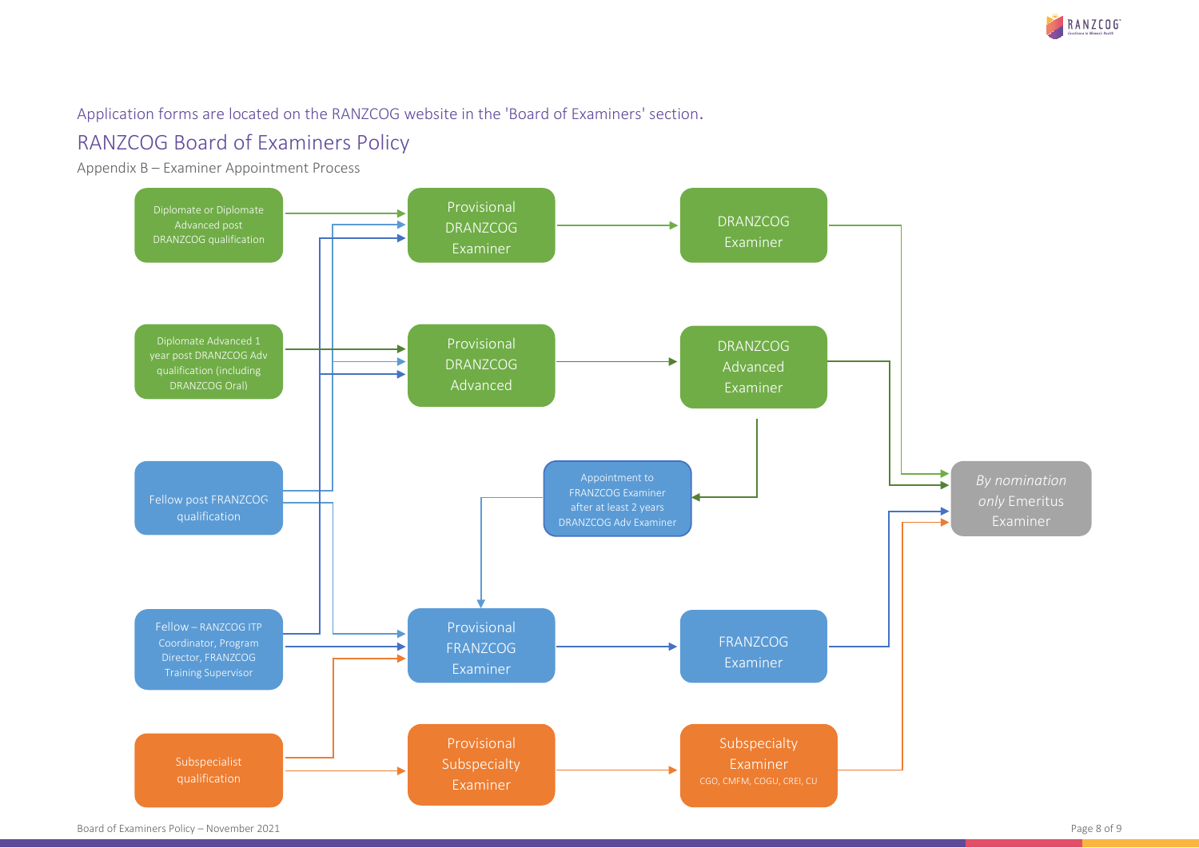Application forms are located on the RANZCOG website in the 'Board of Examiners' section.

# RANZCOG Board of Examiners Policy

Appendix B – Examiner Appointment Process

Diplomate or Diplomate Advanced post DRANZCOG qualification

Provisional DRANZCOG Examiner

DRANZCOG Examiner

Diplomate Advanced 1 year post DRANZCOG Adv qualification (including DRANZCOG Oral)

Provisional DRANZCOG Advanced

DRANZCOG Advanced Examiner

Fellow post FRANZCOG qualification

Appointment to FRANZCOG Examiner after at least 2 years DRANZCOG Adv Examiner

*By nomination only* Emeritus Examiner

Fellow – RANZCOG ITP Coordinator, Program Director, FRANZCOG Training Supervisor

Provisional FRANZCOG Examiner

FRANZCOG Examiner

Subspecialist qualification

Provisional Subspecialty Examiner

Subspecialty Examiner CGO, CMFM, COGU, CREI, CU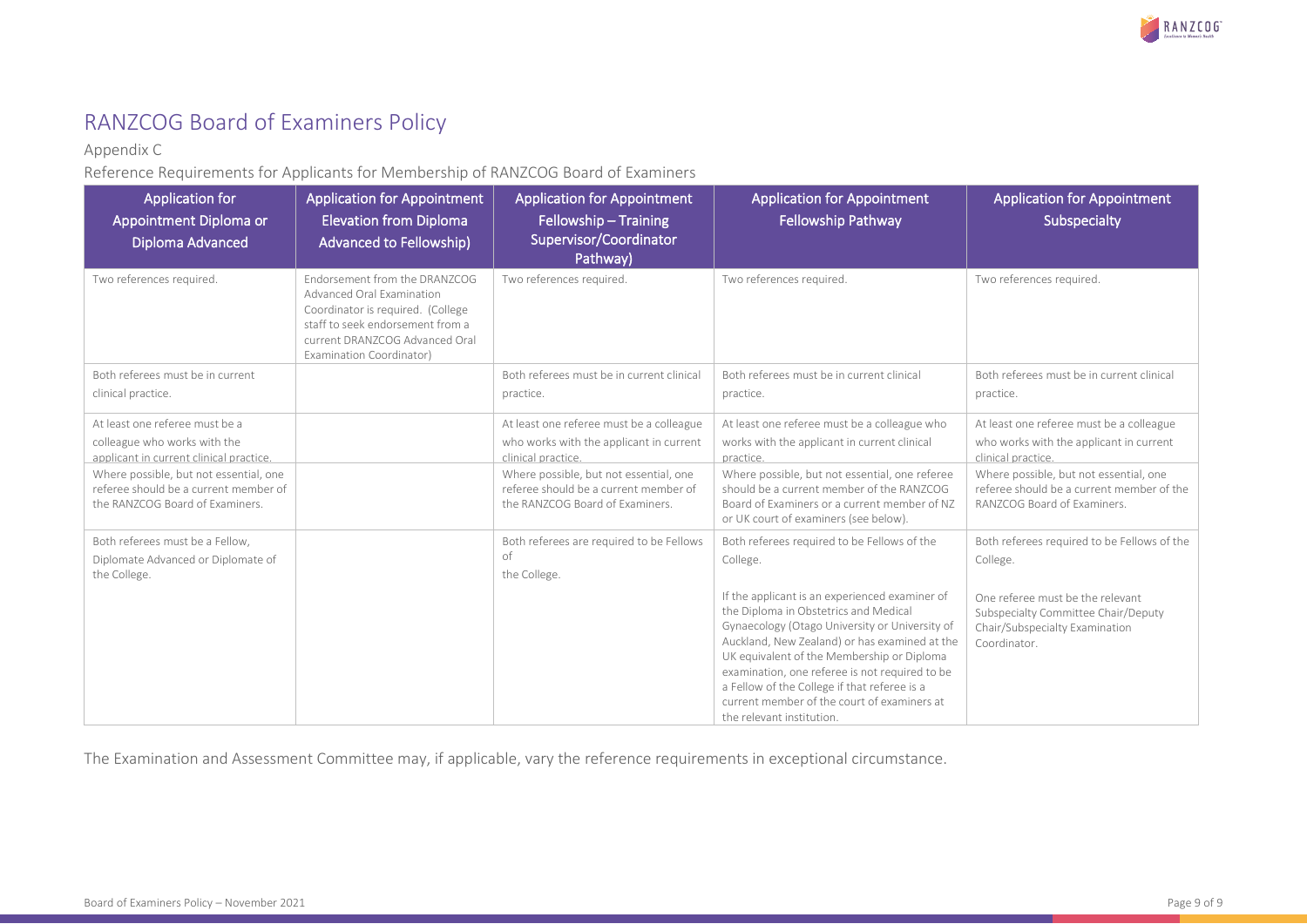# RANZCOG Board of Examiners Policy

Appendix C

Reference Requirements for Applicants for Membership of RANZCOG Board of Examiners

| Application for Appointment Diploma or Diploma Advanced | Application for Appointment Elevation from Diploma Advanced to Fellowship) | Application for Appointment Fellowship – Training Supervisor/Coordinator Pathway) | Application for Appointment Fellowship Pathway | Application for Appointment Subspecialty |
|---|---|---|---|---|
| Two references required. | Endorsement from the DRANZCOG Advanced Oral Examination Coordinator is required. (College staff to seek endorsement from a current DRANZCOG Advanced Oral Examination Coordinator) | Two references required. | Two references required. | Two references required. |
| Both referees must be in current clinical practice. | | Both referees must be in current clinical practice. | Both referees must be in current clinical practice. | Both referees must be in current clinical practice. |
| At least one referee must be a colleague who works with the applicant in current clinical practice. | | At least one referee must be a colleague who works with the applicant in current clinical practice. | At least one referee must be a colleague who works with the applicant in current clinical practice. | At least one referee must be a colleague who works with the applicant in current clinical practice. |
| Where possible, but not essential, one referee should be a current member of the RANZCOG Board of Examiners. | | Where possible, but not essential, one referee should be a current member of the RANZCOG Board of Examiners. | Where possible, but not essential, one referee should be a current member of the RANZCOG Board of Examiners or a current member of NZ or UK court of examiners (see below). | Where possible, but not essential, one referee should be a current member of the RANZCOG Board of Examiners. |
| Both referees must be a Fellow, Diplomate Advanced or Diplomate of the College. | | Both referees are required to be Fellows of the College. | Both referees required to be Fellows of the College.<br><br>If the applicant is an experienced examiner of the Diploma in Obstetrics and Medical Gynaecology (Otago University or University of Auckland, New Zealand) or has examined at the UK equivalent of the Membership or Diploma examination, one referee is not required to be a Fellow of the College if that referee is a current member of the court of examiners at the relevant institution. | Both referees required to be Fellows of the College.<br><br>One referee must be the relevant Subspecialty Committee Chair/Deputy Chair/Subspecialty Examination Coordinator. |

The Examination and Assessment Committee may, if applicable, vary the reference requirements in exceptional circumstance.